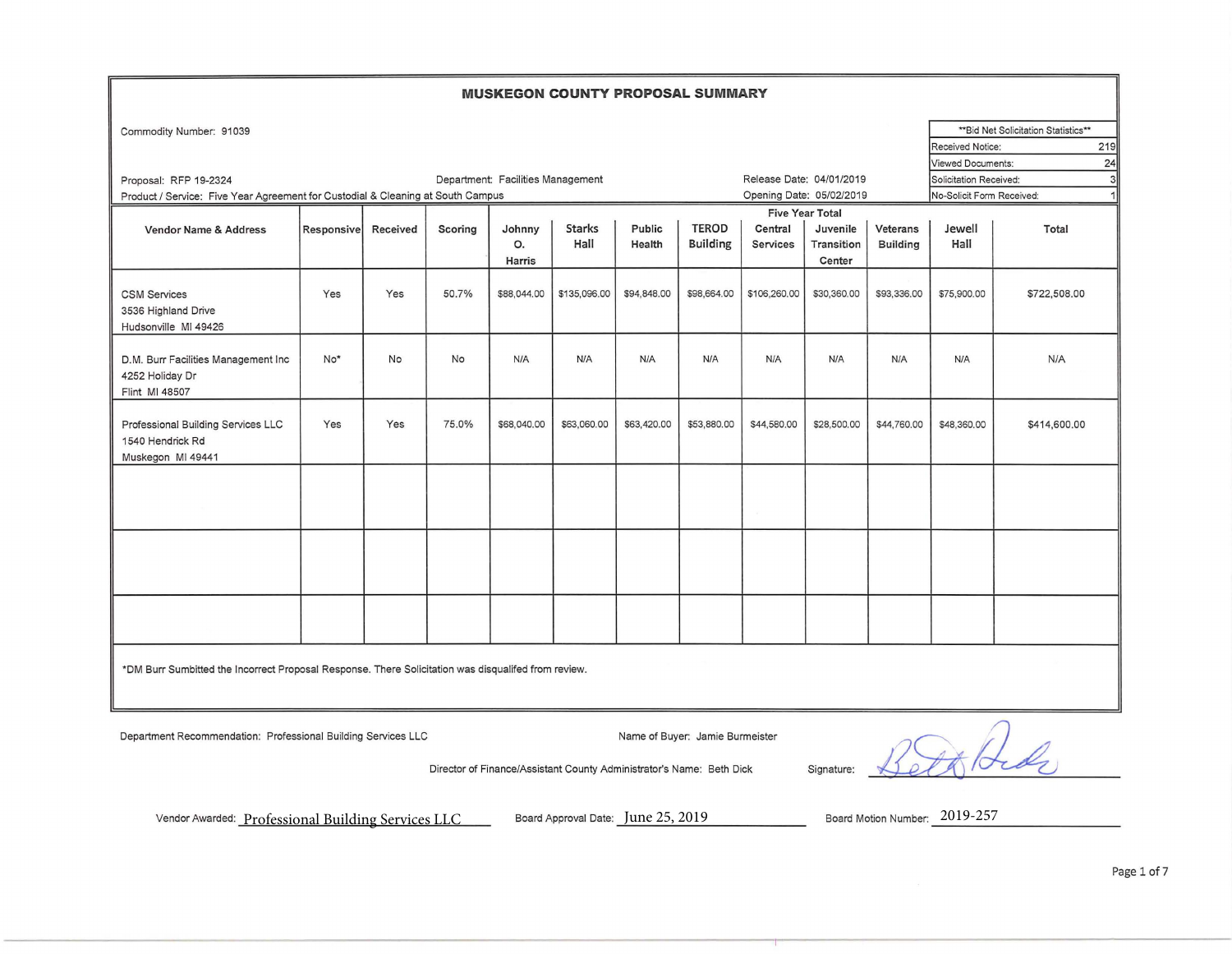# MUSKEGON COUNTY PROPOSAL SUMMARY

Commodity Number: 91039

| **Bid Net Solicitation Statistics** | |
|---|---|
| Received Notice: | 219 |
| Viewed Documents: | 24 |
| Solicitation Received: | 3 |
| No-Solicit Form Received: | 1 |

Proposal: RFP 19-2324
Department: Facilities Management
Release Date: 04/01/2019
Product / Service: Five Year Agreement for Custodial & Cleaning at South Campus
Opening Date: 05/02/2019

| Vendor Name & Address | Responsive | Received | Scoring | Five Year Total | | | | | | | | |
|---|---|---|---|---|---|---|---|---|---|---|---|---|
| | | | | Johnny O. Harris | Starks Hall | Public Health | TEROD Building | Central Services | Juvenile Transition Center | Veterans Building | Jewell Hall | Total |
| CSM Services<br>3536 Highland Drive<br>Hudsonville MI 49426 | Yes | Yes | 50.7% | $88,044.00 | $135,096.00 | $94,848.00 | $98,664.00 | $106,260.00 | $30,360.00 | $93,336.00 | $75,900.00 | $722,508.00 |
| D.M. Burr Facilities Management Inc<br>4252 Holiday Dr<br>Flint MI 48507 | No* | No | No | N/A | N/A | N/A | N/A | N/A | N/A | N/A | N/A | N/A |
| Professional Building Services LLC<br>1540 Hendrick Rd<br>Muskegon MI 49441 | Yes | Yes | 75.0% | $68,040.00 | $63,060.00 | $63,420.00 | $53,880.00 | $44,580.00 | $28,500.00 | $44,760.00 | $48,360.00 | $414,600.00 |
| | | | | | | | | | | | | |
| | | | | | | | | | | | | |
| | | | | | | | | | | | | |

*DM Burr Sumbitted the Incorrect Proposal Response. There Solicitation was disqualifed from review.

Department Recommendation: Professional Building Services LLC

Name of Buyer: Jamie Burmeister

Director of Finance/Assistant County Administrator's Name: Beth Dick

Signature: Beth Dick

Vendor Awarded: Professional Building Services LLC

Board Approval Date: June 25, 2019

Board Motion Number: 2019-257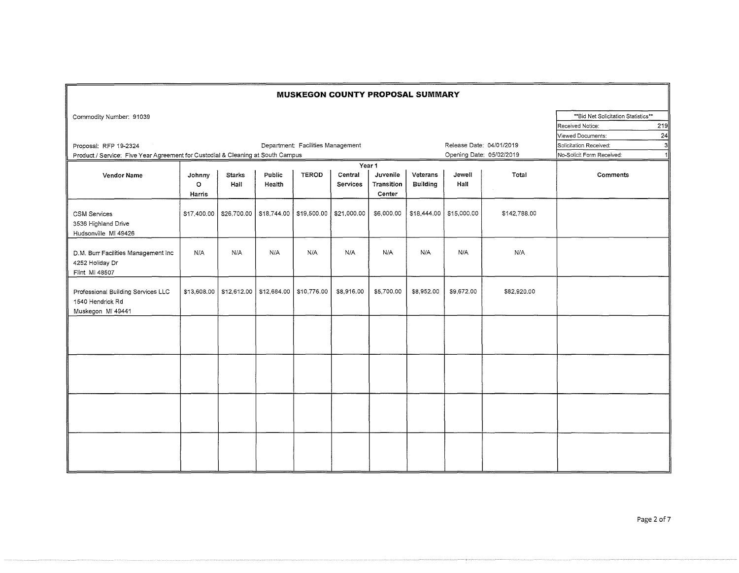# MUSKEGON COUNTY PROPOSAL SUMMARY

Commodity Number: 91039

Proposal: RFP 19-2324

Department: Facilities Management

Release Date: 04/01/2019

Product / Service: Five Year Agreement for Custodial & Cleaning at South Campus

Opening Date: 05/02/2019

| **Bid Net Solicitation Statistics** | |
|---|---|
| Received Notice: | 219 |
| Viewed Documents: | 24 |
| Solicitation Received: | 3 |
| No-Solicit Form Received: | 1 |

| Vendor Name | Year 1 | | | | | | | | | |
|---|---|---|---|---|---|---|---|---|---|---|
| | **Johnny O Harris** | **Starks Hall** | **Public Health** | **TEROD** | **Central Services** | **Juvenile Transition Center** | **Veterans Building** | **Jewell Hall** | **Total** | **Comments** |
| CSM Services<br>3536 Highland Drive<br>Hudsonville MI 49426 | $17,400.00 | $26,700.00 | $18,744.00 | $19,500.00 | $21,000.00 | $6,000.00 | $18,444.00 | $15,000.00 | $142,788.00 | |
| D.M. Burr Facilities Management Inc<br>4252 Holiday Dr<br>Flint MI 48507 | N/A | N/A | N/A | N/A | N/A | N/A | N/A | N/A | N/A | |
| Professional Building Services LLC<br>1540 Hendrick Rd<br>Muskegon MI 49441 | $13,608.00 | $12,612.00 | $12,684.00 | $10,776.00 | $8,916.00 | $5,700.00 | $8,952.00 | $9,672.00 | $82,920.00 | |
| | | | | | | | | | | |
| | | | | | | | | | | |
| | | | | | | | | | | |
| | | | | | | | | | | |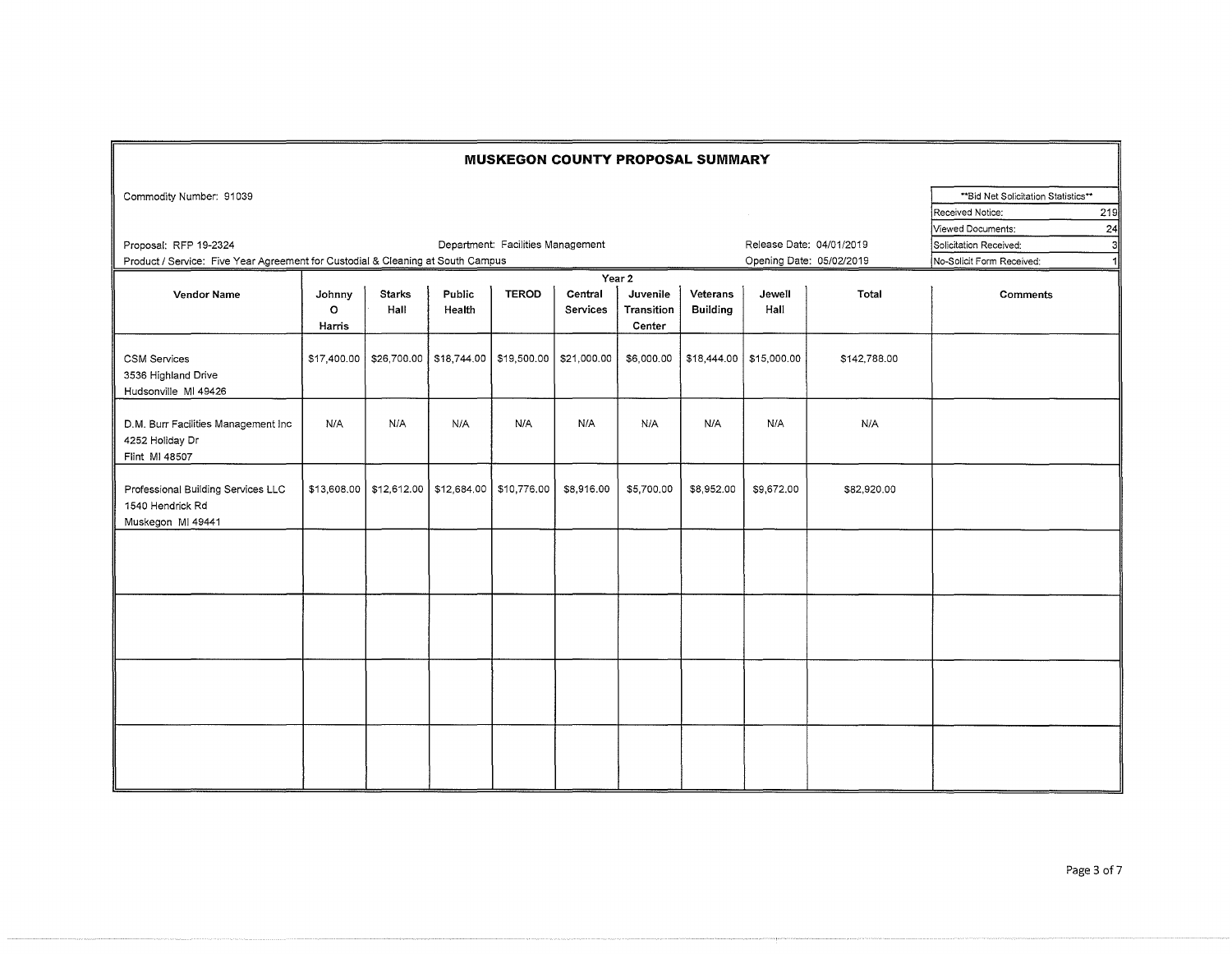# MUSKEGON COUNTY PROPOSAL SUMMARY

Commodity Number: 91039

Proposal: RFP 19-2324 | Department: Facilities Management | Release Date: 04/01/2019

Product / Service: Five Year Agreement for Custodial & Cleaning at South Campus | Opening Date: 05/02/2019

| **Bid Net Solicitation Statistics** | |
|---|---|
| Received Notice: | 219 |
| Viewed Documents: | 24 |
| Solicitation Received: | 3 |
| No-Solicit Form Received: | 1 |

| Vendor Name | Year 2 | | | | | | | | Total | Comments |
|---|---|---|---|---|---|---|---|---|---|---|
| | Johnny O Harris | Starks Hall | Public Health | TEROD | Central Services | Juvenile Transition Center | Veterans Building | Jewell Hall | | |
| CSM Services<br>3536 Highland Drive<br>Hudsonville MI 49426 | $17,400.00 | $26,700.00 | $18,744.00 | $19,500.00 | $21,000.00 | $6,000.00 | $18,444.00 | $15,000.00 | $142,788.00 | |
| D.M. Burr Facilities Management Inc<br>4252 Holiday Dr<br>Flint MI 48507 | N/A | N/A | N/A | N/A | N/A | N/A | N/A | N/A | N/A | |
| Professional Building Services LLC<br>1540 Hendrick Rd<br>Muskegon MI 49441 | $13,608.00 | $12,612.00 | $12,684.00 | $10,776.00 | $8,916.00 | $5,700.00 | $8,952.00 | $9,672.00 | $82,920.00 | |
| | | | | | | | | | | |
| | | | | | | | | | | |
| | | | | | | | | | | |
| | | | | | | | | | | |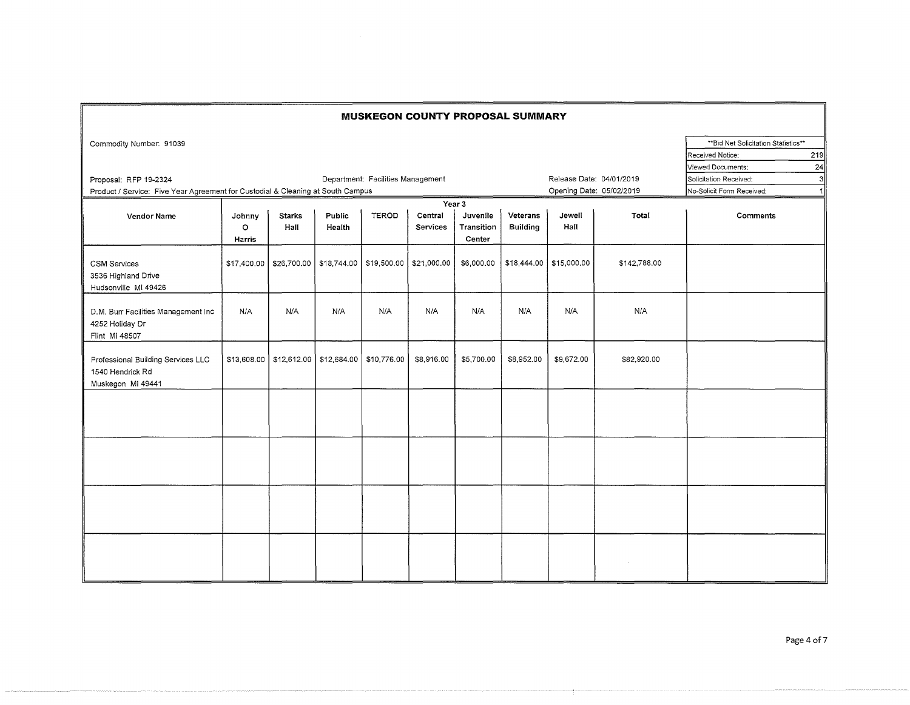# MUSKEGON COUNTY PROPOSAL SUMMARY

Commodity Number: 91039

Proposal: RFP 19-2324

Department: Facilities Management

Release Date: 04/01/2019

Product / Service: Five Year Agreement for Custodial & Cleaning at South Campus

Opening Date: 05/02/2019

| **Bid Net Solicitation Statistics** | |
|---|---|
| Received Notice: | 219 |
| Viewed Documents: | 24 |
| Solicitation Received: | 3 |
| No-Solicit Form Received: | 1 |

| Vendor Name | Year 3 | | | | | | | | Total | Comments |
|---|---|---|---|---|---|---|---|---|---|---|
| | Johnny O Harris | Starks Hall | Public Health | TEROD | Central Services | Juvenile Transition Center | Veterans Building | Jewell Hall | | |
| CSM Services<br>3536 Highland Drive<br>Hudsonville MI 49426 | $17,400.00 | $26,700.00 | $18,744.00 | $19,500.00 | $21,000.00 | $6,000.00 | $18,444.00 | $15,000.00 | $142,788.00 | |
| D.M. Burr Facilities Management Inc<br>4252 Holiday Dr<br>Flint MI 48507 | N/A | N/A | N/A | N/A | N/A | N/A | N/A | N/A | N/A | |
| Professional Building Services LLC<br>1540 Hendrick Rd<br>Muskegon MI 49441 | $13,608.00 | $12,612.00 | $12,684.00 | $10,776.00 | $8,916.00 | $5,700.00 | $8,952.00 | $9,672.00 | $82,920.00 | |
| | | | | | | | | | | |
| | | | | | | | | | | |
| | | | | | | | | | | |
| | | | | | | | | | | |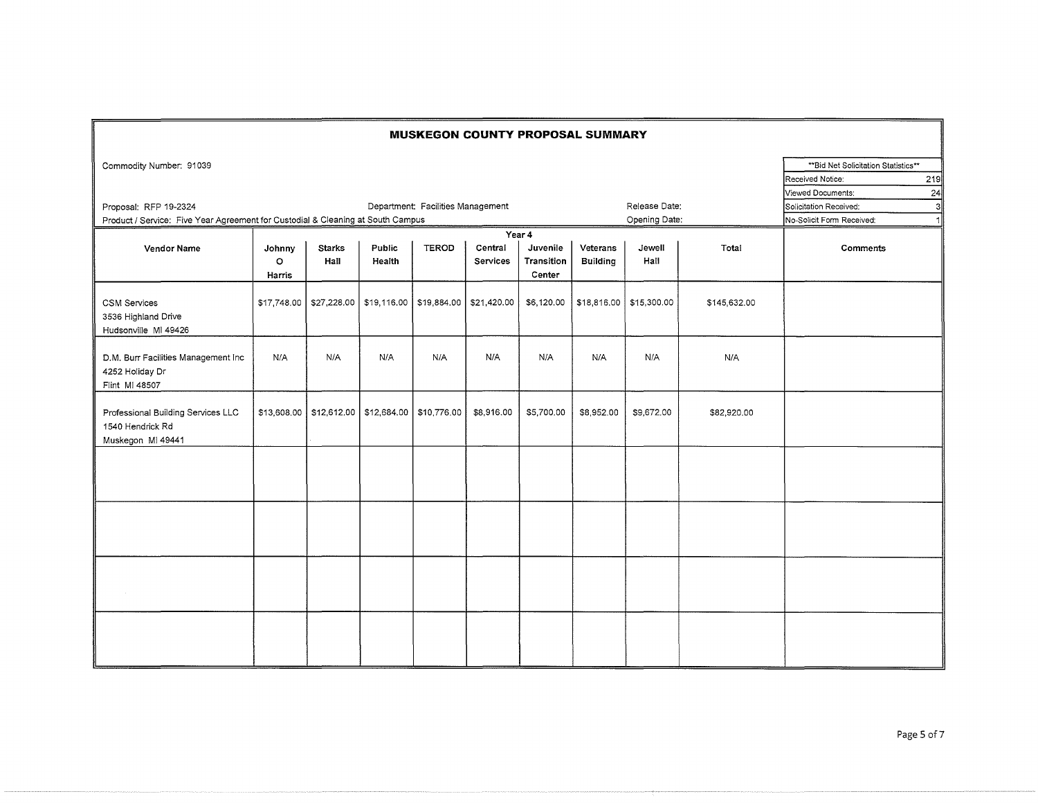# MUSKEGON COUNTY PROPOSAL SUMMARY

Commodity Number: 91039

| **Bid Net Solicitation Statistics** | |
|---|---|
| Received Notice: | 219 |
| Viewed Documents: | 24 |
| Solicitation Received: | 3 |
| No-Solicit Form Received: | 1 |

Proposal: RFP 19-2324 Department: Facilities Management Release Date:

Product / Service: Five Year Agreement for Custodial & Cleaning at South Campus Opening Date:

| Vendor Name | Year 4 | | | | | | | | | Comments |
|---|---|---|---|---|---|---|---|---|---|---|
| | Johnny O Harris | Starks Hall | Public Health | TEROD | Central Services | Juvenile Transition Center | Veterans Building | Jewell Hall | Total | |
| CSM Services<br>3536 Highland Drive<br>Hudsonville MI 49426 | $17,748.00 | $27,228.00 | $19,116.00 | $19,884.00 | $21,420.00 | $6,120.00 | $18,816.00 | $15,300.00 | $145,632.00 | |
| D.M. Burr Facilities Management Inc<br>4252 Holiday Dr<br>Flint MI 48507 | N/A | N/A | N/A | N/A | N/A | N/A | N/A | N/A | N/A | |
| Professional Building Services LLC<br>1540 Hendrick Rd<br>Muskegon MI 49441 | $13,608.00 | $12,612.00 | $12,684.00 | $10,776.00 | $8,916.00 | $5,700.00 | $8,952.00 | $9,672.00 | $82,920.00 | |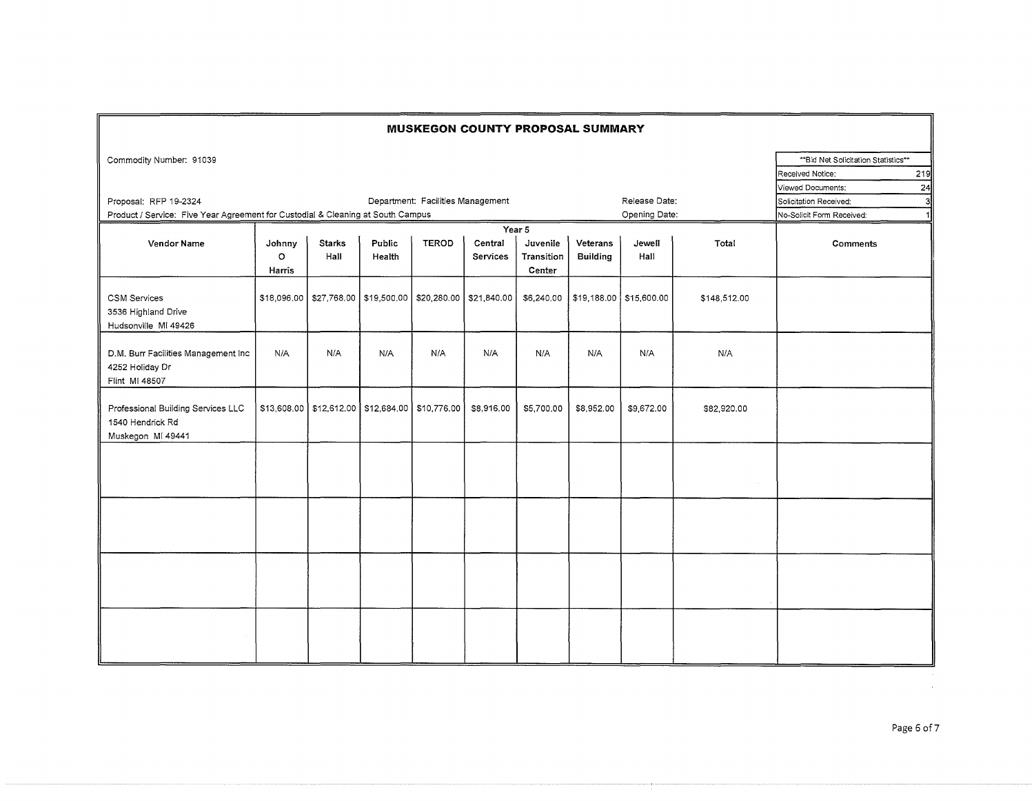# MUSKEGON COUNTY PROPOSAL SUMMARY

Commodity Number: 91039

| **Bid Net Solicitation Statistics** | |
|---|---|
| Received Notice: | 219 |
| Viewed Documents: | 24 |
| Solicitation Received: | 3 |
| No-Solicit Form Received: | 1 |

Proposal: RFP 19-2324 | Department: Facilities Management | Release Date:

Product / Service: Five Year Agreement for Custodial & Cleaning at South Campus | Opening Date:

| | Year 5 | | | | | | | | | |
|---|---|---|---|---|---|---|---|---|---|---|
| **Vendor Name** | **Johnny O Harris** | **Starks Hall** | **Public Health** | **TEROD** | **Central Services** | **Juvenile Transition Center** | **Veterans Building** | **Jewell Hall** | **Total** | **Comments** |
| CSM Services<br>3536 Highland Drive<br>Hudsonville MI 49426 | $18,096.00 | $27,768.00 | $19,500.00 | $20,280.00 | $21,840.00 | $6,240.00 | $19,188.00 | $15,600.00 | $148,512.00 | |
| D.M. Burr Facilities Management Inc<br>4252 Holiday Dr<br>Flint MI 48507 | N/A | N/A | N/A | N/A | N/A | N/A | N/A | N/A | N/A | |
| Professional Building Services LLC<br>1540 Hendrick Rd<br>Muskegon MI 49441 | $13,608.00 | $12,612.00 | $12,684.00 | $10,776.00 | $8,916.00 | $5,700.00 | $8,952.00 | $9,672.00 | $82,920.00 | |
| | | | | | | | | | | |
| | | | | | | | | | | |
| | | | | | | | | | | |
| | | | | | | | | | | |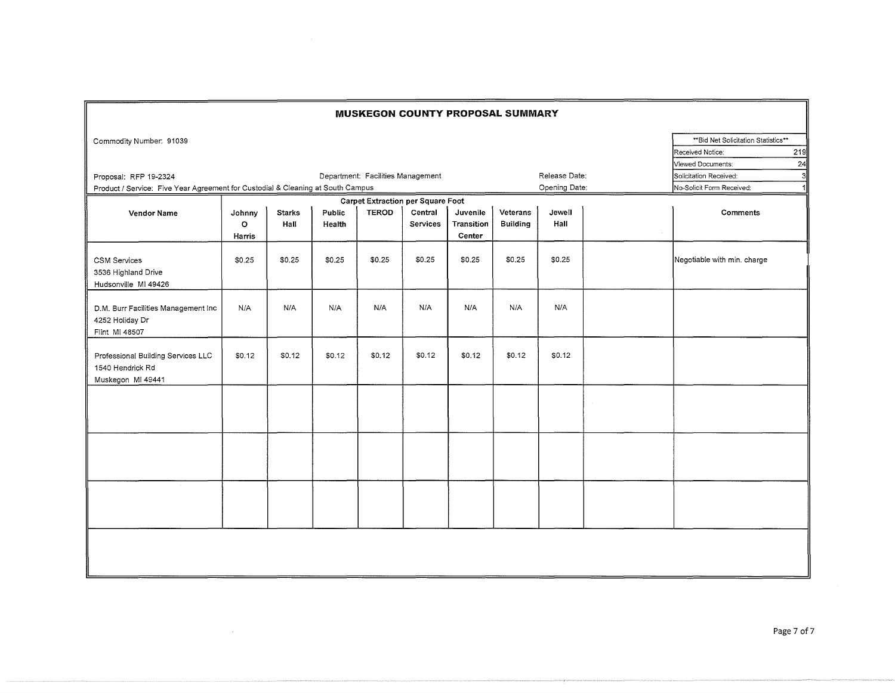# MUSKEGON COUNTY PROPOSAL SUMMARY

Commodity Number: 91039

| **Bid Net Solicitation Statistics** | |
| --- | --- |
| Received Notice: | 219 |
| Viewed Documents: | 24 |
| Solicitation Received: | 3 |
| No-Solicit Form Received: | 1 |

Proposal: RFP 19-2324 Department: Facilities Management Release Date:

Product / Service: Five Year Agreement for Custodial & Cleaning at South Campus Opening Date:

| Vendor Name | Carpet Extraction per Square Foot | | | | | | | | | Comments |
| --- | --- | --- | --- | --- | --- | --- | --- | --- | --- | --- |
| | Johnny O Harris | Starks Hall | Public Health | TEROD | Central Services | Juvenile Transition Center | Veterans Building | Jewell Hall | | |
| CSM Services<br>3536 Highland Drive<br>Hudsonville MI 49426 | $0.25 | $0.25 | $0.25 | $0.25 | $0.25 | $0.25 | $0.25 | $0.25 | | Negotiable with min. charge |
| D.M. Burr Facilities Management Inc<br>4252 Holiday Dr<br>Flint MI 48507 | N/A | N/A | N/A | N/A | N/A | N/A | N/A | N/A | | |
| Professional Building Services LLC<br>1540 Hendrick Rd<br>Muskegon MI 49441 | $0.12 | $0.12 | $0.12 | $0.12 | $0.12 | $0.12 | $0.12 | $0.12 | | |